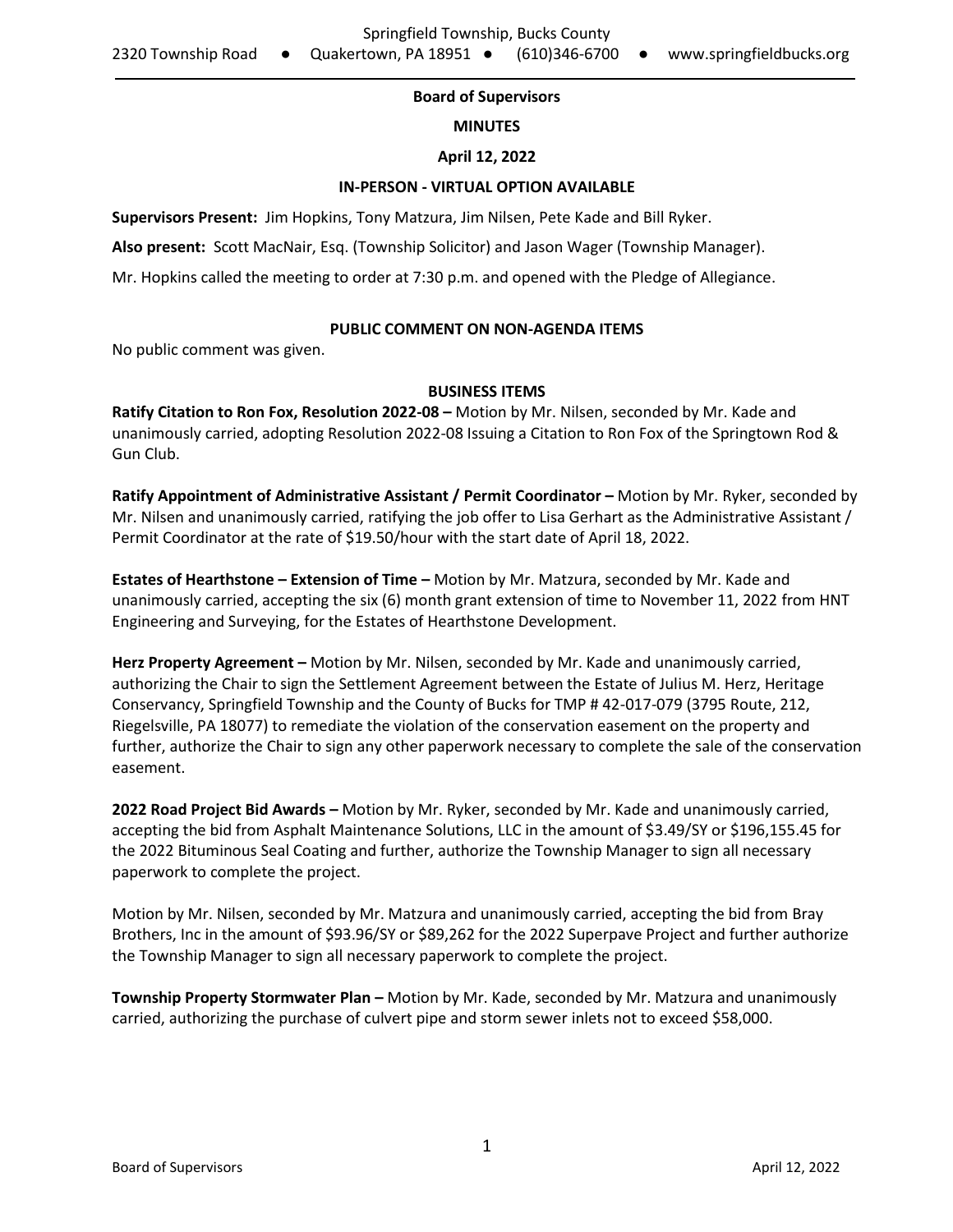Springfield Township, Bucks County

2320 Township Road ● Quakertown, PA 18951 ● (610)346-6700 ● www.springfieldbucks.org

**Board of Supervisors**

**MINUTES**

**April 12, 2022**

**IN-PERSON - VIRTUAL OPTION AVAILABLE**

**Supervisors Present:** Jim Hopkins, Tony Matzura, Jim Nilsen, Pete Kade and Bill Ryker.

**Also present:** Scott MacNair, Esq. (Township Solicitor) and Jason Wager (Township Manager).

Mr. Hopkins called the meeting to order at 7:30 p.m. and opened with the Pledge of Allegiance.

**PUBLIC COMMENT ON NON-AGENDA ITEMS**

No public comment was given.

**BUSINESS ITEMS**

**Ratify Citation to Ron Fox, Resolution 2022-08 –** Motion by Mr. Nilsen, seconded by Mr. Kade and unanimously carried, adopting Resolution 2022-08 Issuing a Citation to Ron Fox of the Springtown Rod & Gun Club.

**Ratify Appointment of Administrative Assistant / Permit Coordinator –** Motion by Mr. Ryker, seconded by Mr. Nilsen and unanimously carried, ratifying the job offer to Lisa Gerhart as the Administrative Assistant / Permit Coordinator at the rate of $19.50/hour with the start date of April 18, 2022.

**Estates of Hearthstone – Extension of Time –** Motion by Mr. Matzura, seconded by Mr. Kade and unanimously carried, accepting the six (6) month grant extension of time to November 11, 2022 from HNT Engineering and Surveying, for the Estates of Hearthstone Development.

**Herz Property Agreement –** Motion by Mr. Nilsen, seconded by Mr. Kade and unanimously carried, authorizing the Chair to sign the Settlement Agreement between the Estate of Julius M. Herz, Heritage Conservancy, Springfield Township and the County of Bucks for TMP # 42-017-079 (3795 Route, 212, Riegelsville, PA 18077) to remediate the violation of the conservation easement on the property and further, authorize the Chair to sign any other paperwork necessary to complete the sale of the conservation easement.

**2022 Road Project Bid Awards –** Motion by Mr. Ryker, seconded by Mr. Kade and unanimously carried, accepting the bid from Asphalt Maintenance Solutions, LLC in the amount of $3.49/SY or $196,155.45 for the 2022 Bituminous Seal Coating and further, authorize the Township Manager to sign all necessary paperwork to complete the project.

Motion by Mr. Nilsen, seconded by Mr. Matzura and unanimously carried, accepting the bid from Bray Brothers, Inc in the amount of $93.96/SY or $89,262 for the 2022 Superpave Project and further authorize the Township Manager to sign all necessary paperwork to complete the project.

**Township Property Stormwater Plan –** Motion by Mr. Kade, seconded by Mr. Matzura and unanimously carried, authorizing the purchase of culvert pipe and storm sewer inlets not to exceed $58,000.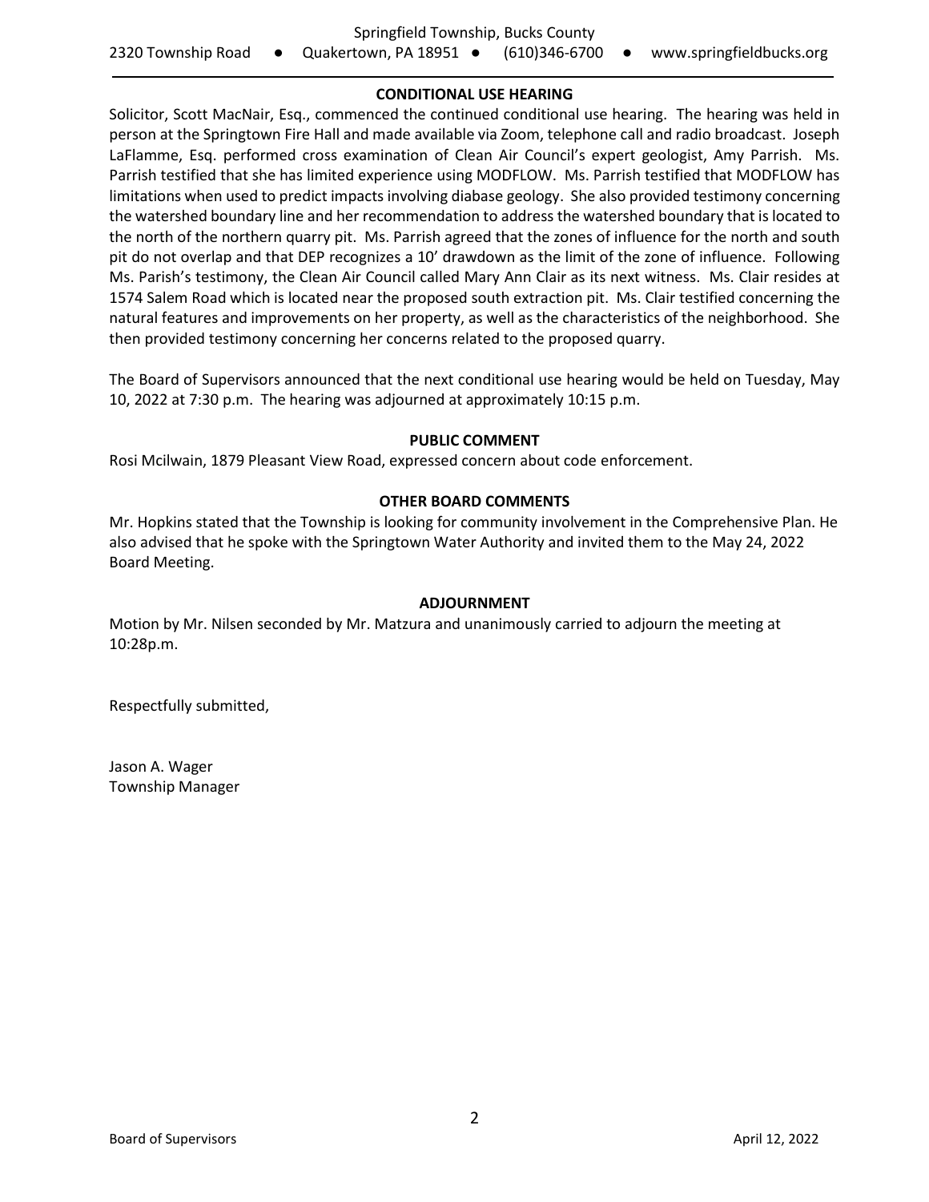## CONDITIONAL USE HEARING

Solicitor, Scott MacNair, Esq., commenced the continued conditional use hearing. The hearing was held in person at the Springtown Fire Hall and made available via Zoom, telephone call and radio broadcast. Joseph LaFlamme, Esq. performed cross examination of Clean Air Council's expert geologist, Amy Parrish. Ms. Parrish testified that she has limited experience using MODFLOW. Ms. Parrish testified that MODFLOW has limitations when used to predict impacts involving diabase geology. She also provided testimony concerning the watershed boundary line and her recommendation to address the watershed boundary that is located to the north of the northern quarry pit. Ms. Parrish agreed that the zones of influence for the north and south pit do not overlap and that DEP recognizes a 10' drawdown as the limit of the zone of influence. Following Ms. Parish's testimony, the Clean Air Council called Mary Ann Clair as its next witness. Ms. Clair resides at 1574 Salem Road which is located near the proposed south extraction pit. Ms. Clair testified concerning the natural features and improvements on her property, as well as the characteristics of the neighborhood. She then provided testimony concerning her concerns related to the proposed quarry.

The Board of Supervisors announced that the next conditional use hearing would be held on Tuesday, May 10, 2022 at 7:30 p.m. The hearing was adjourned at approximately 10:15 p.m.

## PUBLIC COMMENT

Rosi Mcilwain, 1879 Pleasant View Road, expressed concern about code enforcement.

## OTHER BOARD COMMENTS

Mr. Hopkins stated that the Township is looking for community involvement in the Comprehensive Plan. He also advised that he spoke with the Springtown Water Authority and invited them to the May 24, 2022 Board Meeting.

## ADJOURNMENT

Motion by Mr. Nilsen seconded by Mr. Matzura and unanimously carried to adjourn the meeting at 10:28p.m.

Respectfully submitted,

Jason A. Wager
Township Manager